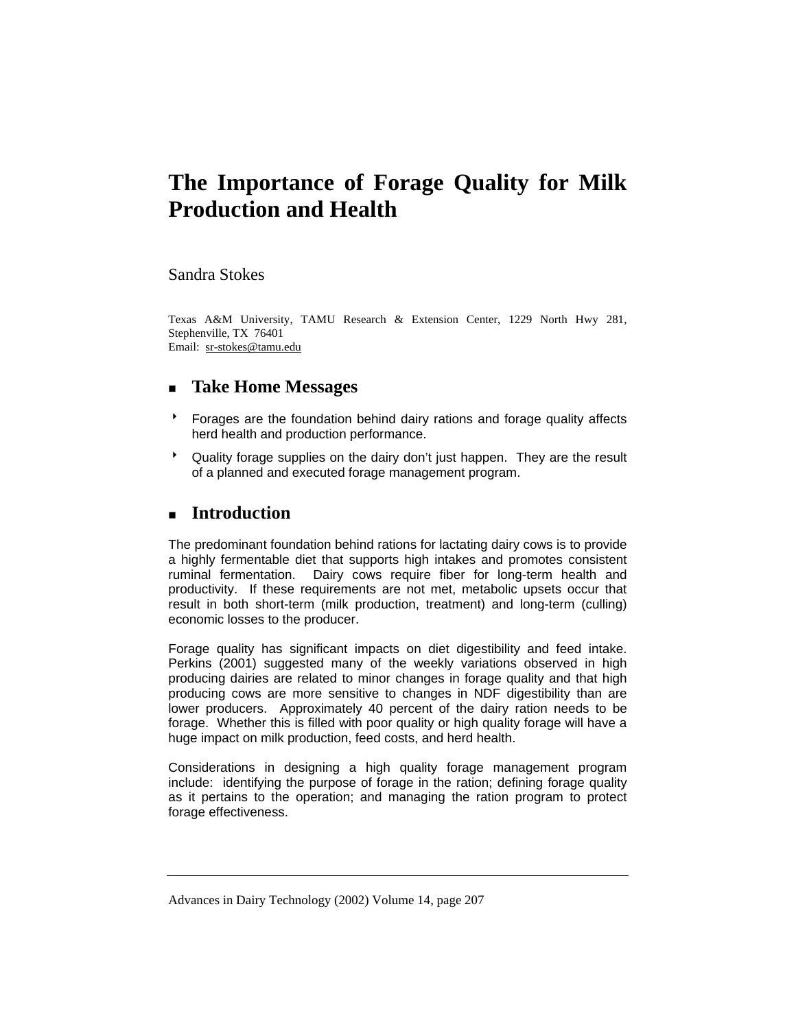# The Importance of Forage Quality for Milk Production and Health

Sandra Stokes

Texas A&M University, TAMU Research & Extension Center, 1229 North Hwy 281, Stephenville, TX 76401
Email: sr-stokes@tamu.edu

## Take Home Messages

- Forages are the foundation behind dairy rations and forage quality affects herd health and production performance.
- Quality forage supplies on the dairy don't just happen. They are the result of a planned and executed forage management program.

## Introduction

The predominant foundation behind rations for lactating dairy cows is to provide a highly fermentable diet that supports high intakes and promotes consistent ruminal fermentation. Dairy cows require fiber for long-term health and productivity. If these requirements are not met, metabolic upsets occur that result in both short-term (milk production, treatment) and long-term (culling) economic losses to the producer.

Forage quality has significant impacts on diet digestibility and feed intake. Perkins (2001) suggested many of the weekly variations observed in high producing dairies are related to minor changes in forage quality and that high producing cows are more sensitive to changes in NDF digestibility than are lower producers. Approximately 40 percent of the dairy ration needs to be forage. Whether this is filled with poor quality or high quality forage will have a huge impact on milk production, feed costs, and herd health.

Considerations in designing a high quality forage management program include: identifying the purpose of forage in the ration; defining forage quality as it pertains to the operation; and managing the ration program to protect forage effectiveness.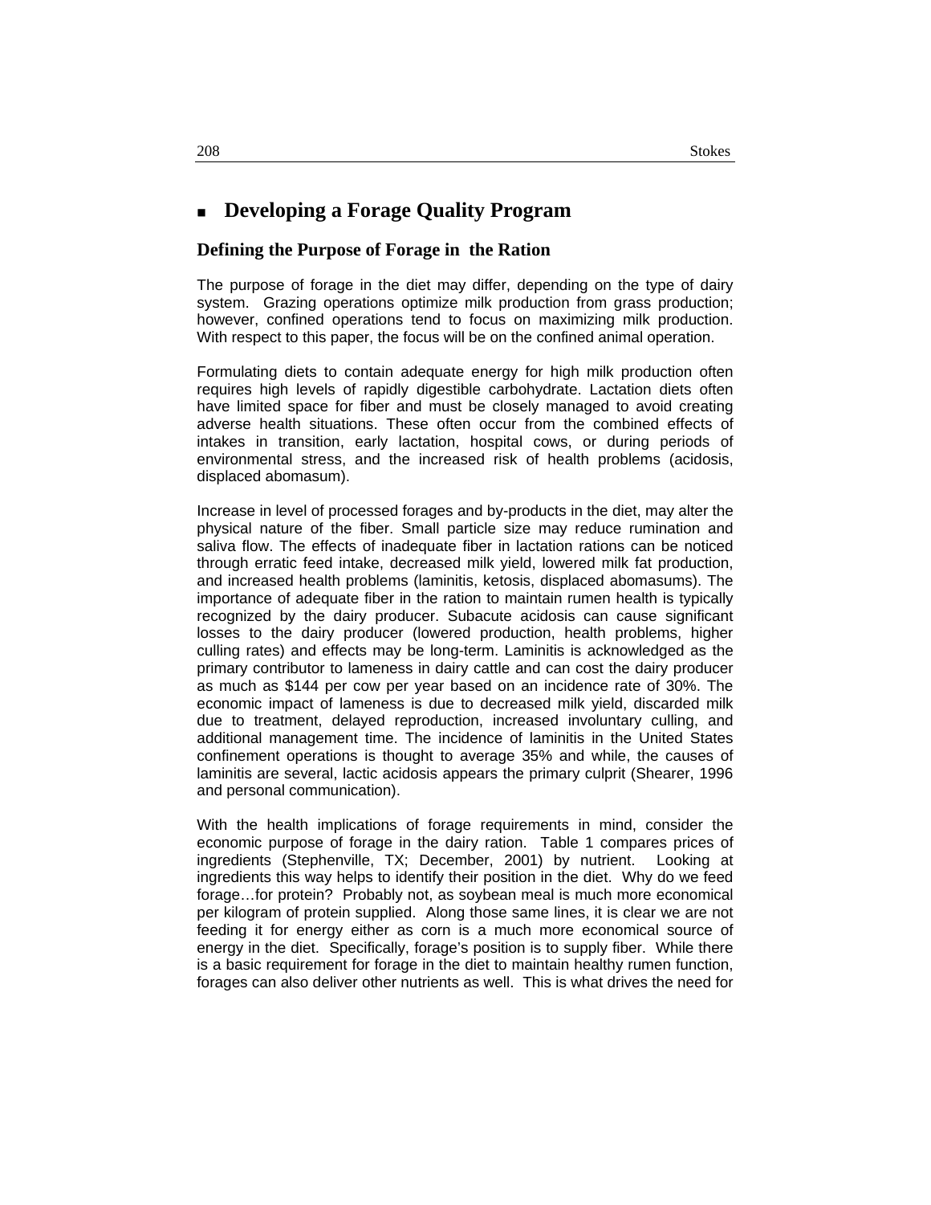## Developing a Forage Quality Program

### Defining the Purpose of Forage in the Ration

The purpose of forage in the diet may differ, depending on the type of dairy system. Grazing operations optimize milk production from grass production; however, confined operations tend to focus on maximizing milk production. With respect to this paper, the focus will be on the confined animal operation.

Formulating diets to contain adequate energy for high milk production often requires high levels of rapidly digestible carbohydrate. Lactation diets often have limited space for fiber and must be closely managed to avoid creating adverse health situations. These often occur from the combined effects of intakes in transition, early lactation, hospital cows, or during periods of environmental stress, and the increased risk of health problems (acidosis, displaced abomasum).

Increase in level of processed forages and by-products in the diet, may alter the physical nature of the fiber. Small particle size may reduce rumination and saliva flow. The effects of inadequate fiber in lactation rations can be noticed through erratic feed intake, decreased milk yield, lowered milk fat production, and increased health problems (laminitis, ketosis, displaced abomasums). The importance of adequate fiber in the ration to maintain rumen health is typically recognized by the dairy producer. Subacute acidosis can cause significant losses to the dairy producer (lowered production, health problems, higher culling rates) and effects may be long-term. Laminitis is acknowledged as the primary contributor to lameness in dairy cattle and can cost the dairy producer as much as $144 per cow per year based on an incidence rate of 30%. The economic impact of lameness is due to decreased milk yield, discarded milk due to treatment, delayed reproduction, increased involuntary culling, and additional management time. The incidence of laminitis in the United States confinement operations is thought to average 35% and while, the causes of laminitis are several, lactic acidosis appears the primary culprit (Shearer, 1996 and personal communication).

With the health implications of forage requirements in mind, consider the economic purpose of forage in the dairy ration. Table 1 compares prices of ingredients (Stephenville, TX; December, 2001) by nutrient. Looking at ingredients this way helps to identify their position in the diet. Why do we feed forage…for protein? Probably not, as soybean meal is much more economical per kilogram of protein supplied. Along those same lines, it is clear we are not feeding it for energy either as corn is a much more economical source of energy in the diet. Specifically, forage's position is to supply fiber. While there is a basic requirement for forage in the diet to maintain healthy rumen function, forages can also deliver other nutrients as well. This is what drives the need for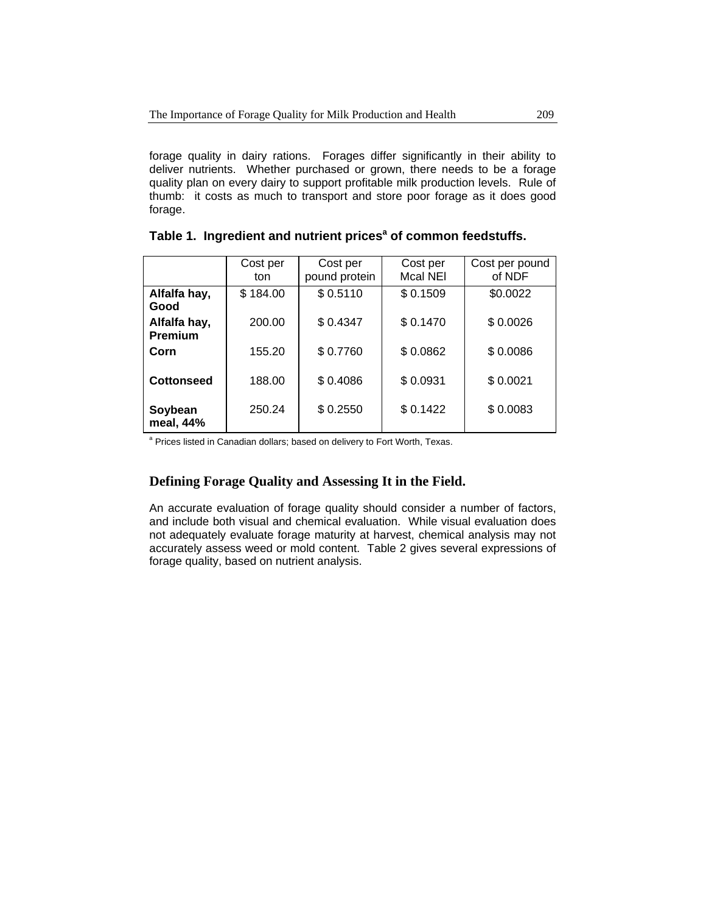forage quality in dairy rations. Forages differ significantly in their ability to deliver nutrients. Whether purchased or grown, there needs to be a forage quality plan on every dairy to support profitable milk production levels. Rule of thumb: it costs as much to transport and store poor forage as it does good forage.

**Table 1. Ingredient and nutrient prices[a] of common feedstuffs.**

| | Cost per ton | Cost per pound protein | Cost per Mcal NEl | Cost per pound of NDF |
|---|---|---|---|---|
| **Alfalfa hay, Good** | $ 184.00 | $ 0.5110 | $ 0.1509 | $0.0022 |
| **Alfalfa hay, Premium** | 200.00 | $ 0.4347 | $ 0.1470 | $ 0.0026 |
| **Corn** | 155.20 | $ 0.7760 | $ 0.0862 | $ 0.0086 |
| **Cottonseed** | 188.00 | $ 0.4086 | $ 0.0931 | $ 0.0021 |
| **Soybean meal, 44%** | 250.24 | $ 0.2550 | $ 0.1422 | $ 0.0083 |

[a] Prices listed in Canadian dollars; based on delivery to Fort Worth, Texas.

## Defining Forage Quality and Assessing It in the Field.

An accurate evaluation of forage quality should consider a number of factors, and include both visual and chemical evaluation. While visual evaluation does not adequately evaluate forage maturity at harvest, chemical analysis may not accurately assess weed or mold content. Table 2 gives several expressions of forage quality, based on nutrient analysis.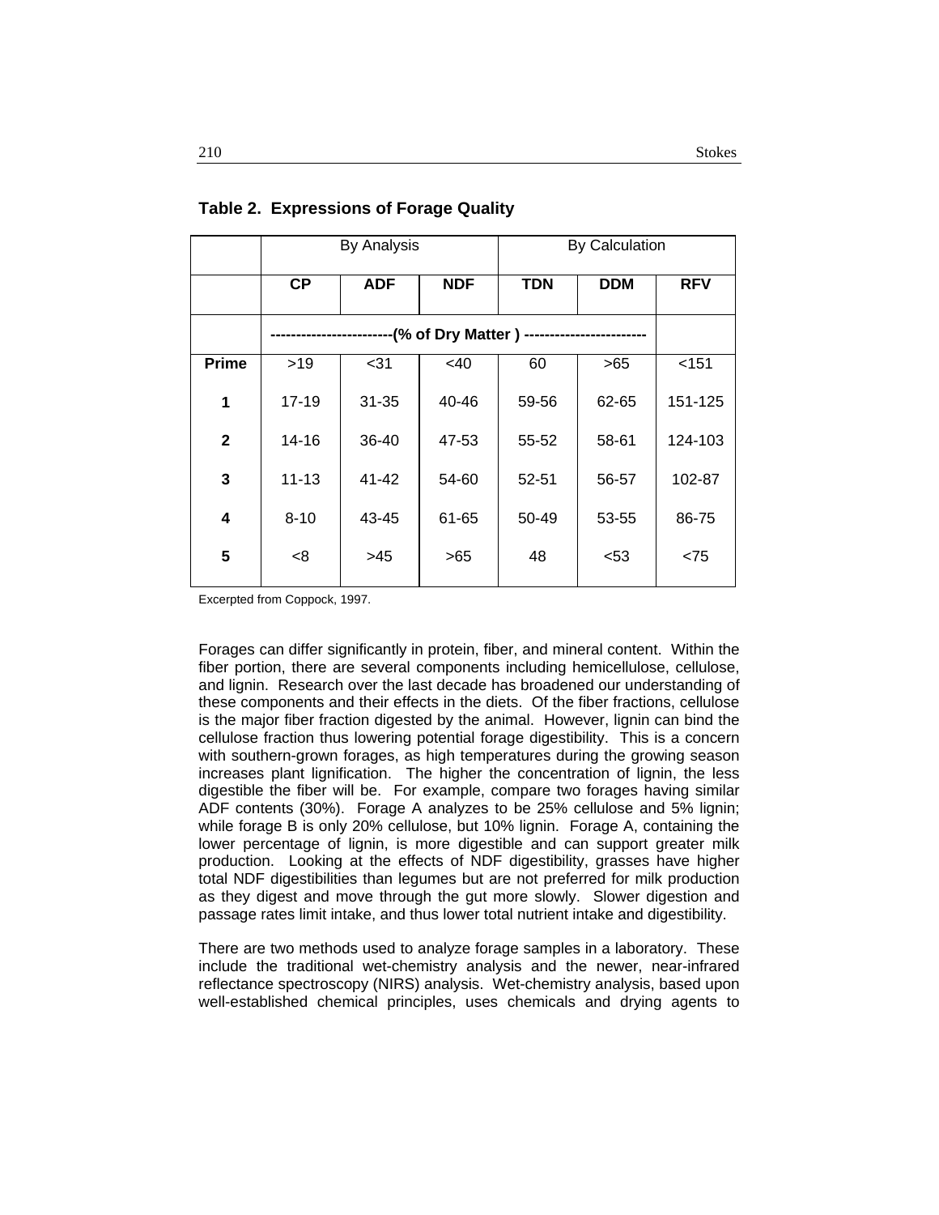**Table 2. Expressions of Forage Quality**

| | By Analysis | | | By Calculation | | |
|---|---|---|---|---|---|---|
| | **CP** | **ADF** | **NDF** | **TDN** | **DDM** | **RFV** |
| | -----------------------(% of Dry Matter ) ----------------------- | | | | | |
| **Prime** | >19 | <31 | <40 | 60 | >65 | <151 |
| **1** | 17-19 | 31-35 | 40-46 | 59-56 | 62-65 | 151-125 |
| **2** | 14-16 | 36-40 | 47-53 | 55-52 | 58-61 | 124-103 |
| **3** | 11-13 | 41-42 | 54-60 | 52-51 | 56-57 | 102-87 |
| **4** | 8-10 | 43-45 | 61-65 | 50-49 | 53-55 | 86-75 |
| **5** | <8 | >45 | >65 | 48 | <53 | <75 |

Excerpted from Coppock, 1997.

Forages can differ significantly in protein, fiber, and mineral content. Within the fiber portion, there are several components including hemicellulose, cellulose, and lignin. Research over the last decade has broadened our understanding of these components and their effects in the diets. Of the fiber fractions, cellulose is the major fiber fraction digested by the animal. However, lignin can bind the cellulose fraction thus lowering potential forage digestibility. This is a concern with southern-grown forages, as high temperatures during the growing season increases plant lignification. The higher the concentration of lignin, the less digestible the fiber will be. For example, compare two forages having similar ADF contents (30%). Forage A analyzes to be 25% cellulose and 5% lignin; while forage B is only 20% cellulose, but 10% lignin. Forage A, containing the lower percentage of lignin, is more digestible and can support greater milk production. Looking at the effects of NDF digestibility, grasses have higher total NDF digestibilities than legumes but are not preferred for milk production as they digest and move through the gut more slowly. Slower digestion and passage rates limit intake, and thus lower total nutrient intake and digestibility.

There are two methods used to analyze forage samples in a laboratory. These include the traditional wet-chemistry analysis and the newer, near-infrared reflectance spectroscopy (NIRS) analysis. Wet-chemistry analysis, based upon well-established chemical principles, uses chemicals and drying agents to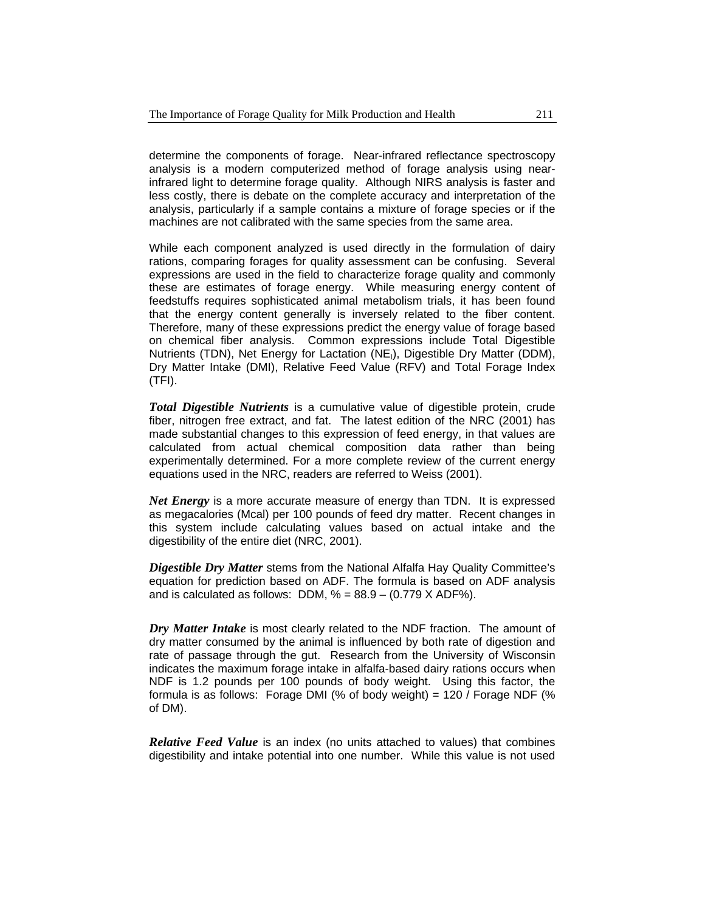determine the components of forage. Near-infrared reflectance spectroscopy analysis is a modern computerized method of forage analysis using near-infrared light to determine forage quality. Although NIRS analysis is faster and less costly, there is debate on the complete accuracy and interpretation of the analysis, particularly if a sample contains a mixture of forage species or if the machines are not calibrated with the same species from the same area.

While each component analyzed is used directly in the formulation of dairy rations, comparing forages for quality assessment can be confusing. Several expressions are used in the field to characterize forage quality and commonly these are estimates of forage energy. While measuring energy content of feedstuffs requires sophisticated animal metabolism trials, it has been found that the energy content generally is inversely related to the fiber content. Therefore, many of these expressions predict the energy value of forage based on chemical fiber analysis. Common expressions include Total Digestible Nutrients (TDN), Net Energy for Lactation ($NE_l$), Digestible Dry Matter (DDM), Dry Matter Intake (DMI), Relative Feed Value (RFV) and Total Forage Index (TFI).

***Total Digestible Nutrients*** is a cumulative value of digestible protein, crude fiber, nitrogen free extract, and fat. The latest edition of the NRC (2001) has made substantial changes to this expression of feed energy, in that values are calculated from actual chemical composition data rather than being experimentally determined. For a more complete review of the current energy equations used in the NRC, readers are referred to Weiss (2001).

***Net Energy*** is a more accurate measure of energy than TDN. It is expressed as megacalories (Mcal) per 100 pounds of feed dry matter. Recent changes in this system include calculating values based on actual intake and the digestibility of the entire diet (NRC, 2001).

***Digestible Dry Matter*** stems from the National Alfalfa Hay Quality Committee's equation for prediction based on ADF. The formula is based on ADF analysis and is calculated as follows: DDM, % = 88.9 – (0.779 X ADF%).

***Dry Matter Intake*** is most clearly related to the NDF fraction. The amount of dry matter consumed by the animal is influenced by both rate of digestion and rate of passage through the gut. Research from the University of Wisconsin indicates the maximum forage intake in alfalfa-based dairy rations occurs when NDF is 1.2 pounds per 100 pounds of body weight. Using this factor, the formula is as follows: Forage DMI (% of body weight) = 120 / Forage NDF (% of DM).

***Relative Feed Value*** is an index (no units attached to values) that combines digestibility and intake potential into one number. While this value is not used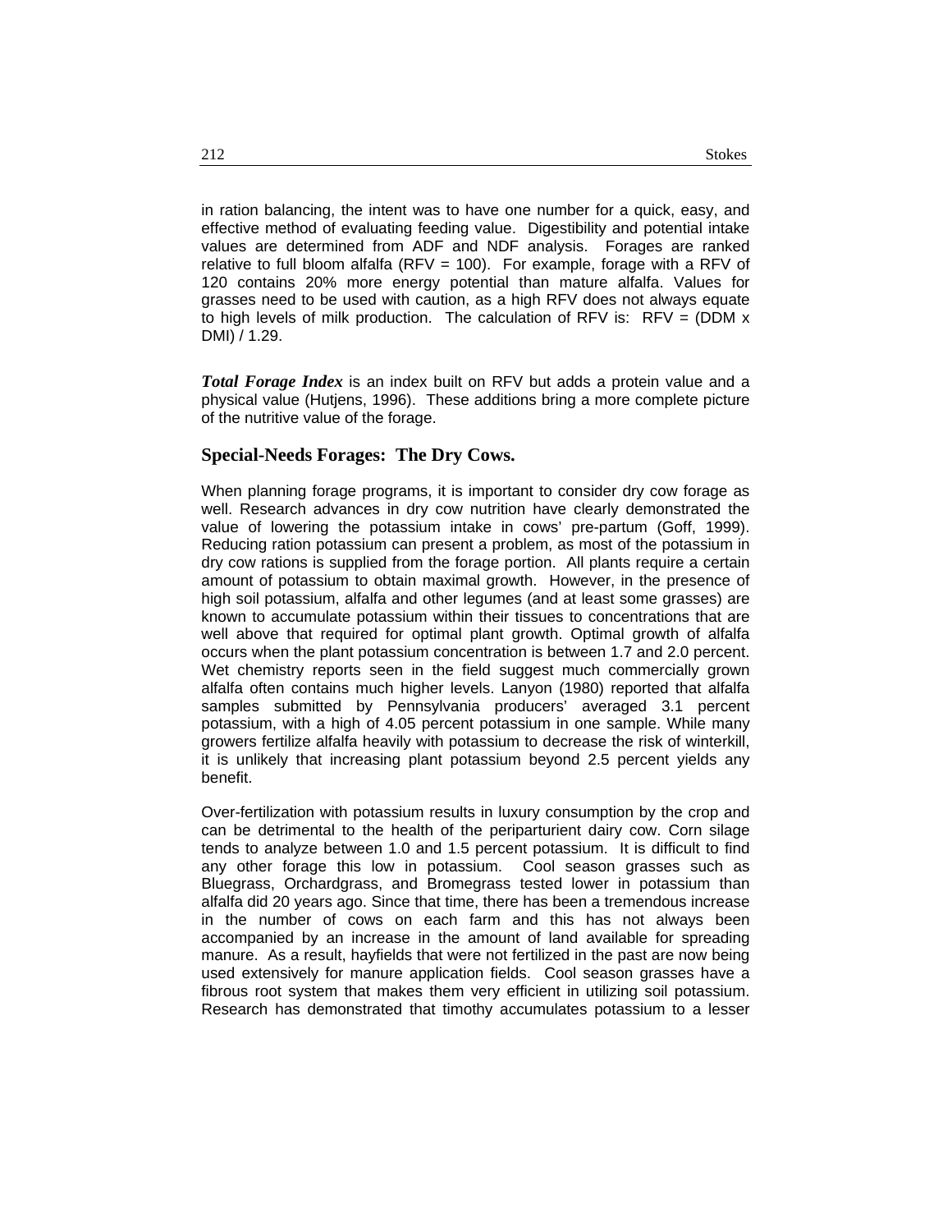in ration balancing, the intent was to have one number for a quick, easy, and effective method of evaluating feeding value. Digestibility and potential intake values are determined from ADF and NDF analysis. Forages are ranked relative to full bloom alfalfa (RFV = 100). For example, forage with a RFV of 120 contains 20% more energy potential than mature alfalfa. Values for grasses need to be used with caution, as a high RFV does not always equate to high levels of milk production. The calculation of RFV is: RFV = (DDM x DMI) / 1.29.

***Total Forage Index*** is an index built on RFV but adds a protein value and a physical value (Hutjens, 1996). These additions bring a more complete picture of the nutritive value of the forage.

## Special-Needs Forages: The Dry Cows.

When planning forage programs, it is important to consider dry cow forage as well. Research advances in dry cow nutrition have clearly demonstrated the value of lowering the potassium intake in cows' pre-partum (Goff, 1999). Reducing ration potassium can present a problem, as most of the potassium in dry cow rations is supplied from the forage portion. All plants require a certain amount of potassium to obtain maximal growth. However, in the presence of high soil potassium, alfalfa and other legumes (and at least some grasses) are known to accumulate potassium within their tissues to concentrations that are well above that required for optimal plant growth. Optimal growth of alfalfa occurs when the plant potassium concentration is between 1.7 and 2.0 percent. Wet chemistry reports seen in the field suggest much commercially grown alfalfa often contains much higher levels. Lanyon (1980) reported that alfalfa samples submitted by Pennsylvania producers' averaged 3.1 percent potassium, with a high of 4.05 percent potassium in one sample. While many growers fertilize alfalfa heavily with potassium to decrease the risk of winterkill, it is unlikely that increasing plant potassium beyond 2.5 percent yields any benefit.

Over-fertilization with potassium results in luxury consumption by the crop and can be detrimental to the health of the periparturient dairy cow. Corn silage tends to analyze between 1.0 and 1.5 percent potassium. It is difficult to find any other forage this low in potassium. Cool season grasses such as Bluegrass, Orchardgrass, and Bromegrass tested lower in potassium than alfalfa did 20 years ago. Since that time, there has been a tremendous increase in the number of cows on each farm and this has not always been accompanied by an increase in the amount of land available for spreading manure. As a result, hayfields that were not fertilized in the past are now being used extensively for manure application fields. Cool season grasses have a fibrous root system that makes them very efficient in utilizing soil potassium. Research has demonstrated that timothy accumulates potassium to a lesser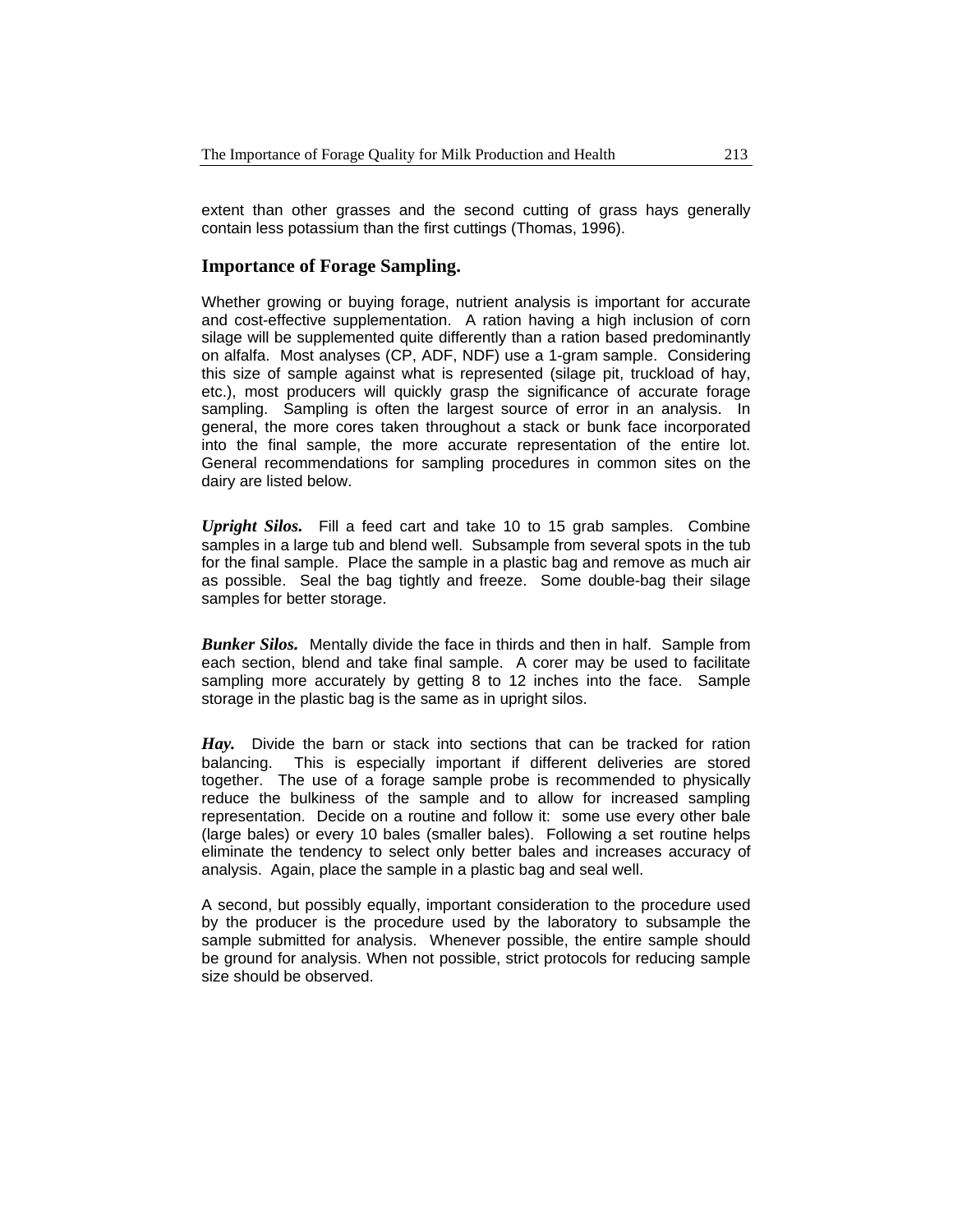extent than other grasses and the second cutting of grass hays generally contain less potassium than the first cuttings (Thomas, 1996).

## Importance of Forage Sampling.

Whether growing or buying forage, nutrient analysis is important for accurate and cost-effective supplementation. A ration having a high inclusion of corn silage will be supplemented quite differently than a ration based predominantly on alfalfa. Most analyses (CP, ADF, NDF) use a 1-gram sample. Considering this size of sample against what is represented (silage pit, truckload of hay, etc.), most producers will quickly grasp the significance of accurate forage sampling. Sampling is often the largest source of error in an analysis. In general, the more cores taken throughout a stack or bunk face incorporated into the final sample, the more accurate representation of the entire lot. General recommendations for sampling procedures in common sites on the dairy are listed below.

***Upright Silos.*** Fill a feed cart and take 10 to 15 grab samples. Combine samples in a large tub and blend well. Subsample from several spots in the tub for the final sample. Place the sample in a plastic bag and remove as much air as possible. Seal the bag tightly and freeze. Some double-bag their silage samples for better storage.

***Bunker Silos.*** Mentally divide the face in thirds and then in half. Sample from each section, blend and take final sample. A corer may be used to facilitate sampling more accurately by getting 8 to 12 inches into the face. Sample storage in the plastic bag is the same as in upright silos.

***Hay.*** Divide the barn or stack into sections that can be tracked for ration balancing. This is especially important if different deliveries are stored together. The use of a forage sample probe is recommended to physically reduce the bulkiness of the sample and to allow for increased sampling representation. Decide on a routine and follow it: some use every other bale (large bales) or every 10 bales (smaller bales). Following a set routine helps eliminate the tendency to select only better bales and increases accuracy of analysis. Again, place the sample in a plastic bag and seal well.

A second, but possibly equally, important consideration to the procedure used by the producer is the procedure used by the laboratory to subsample the sample submitted for analysis. Whenever possible, the entire sample should be ground for analysis. When not possible, strict protocols for reducing sample size should be observed.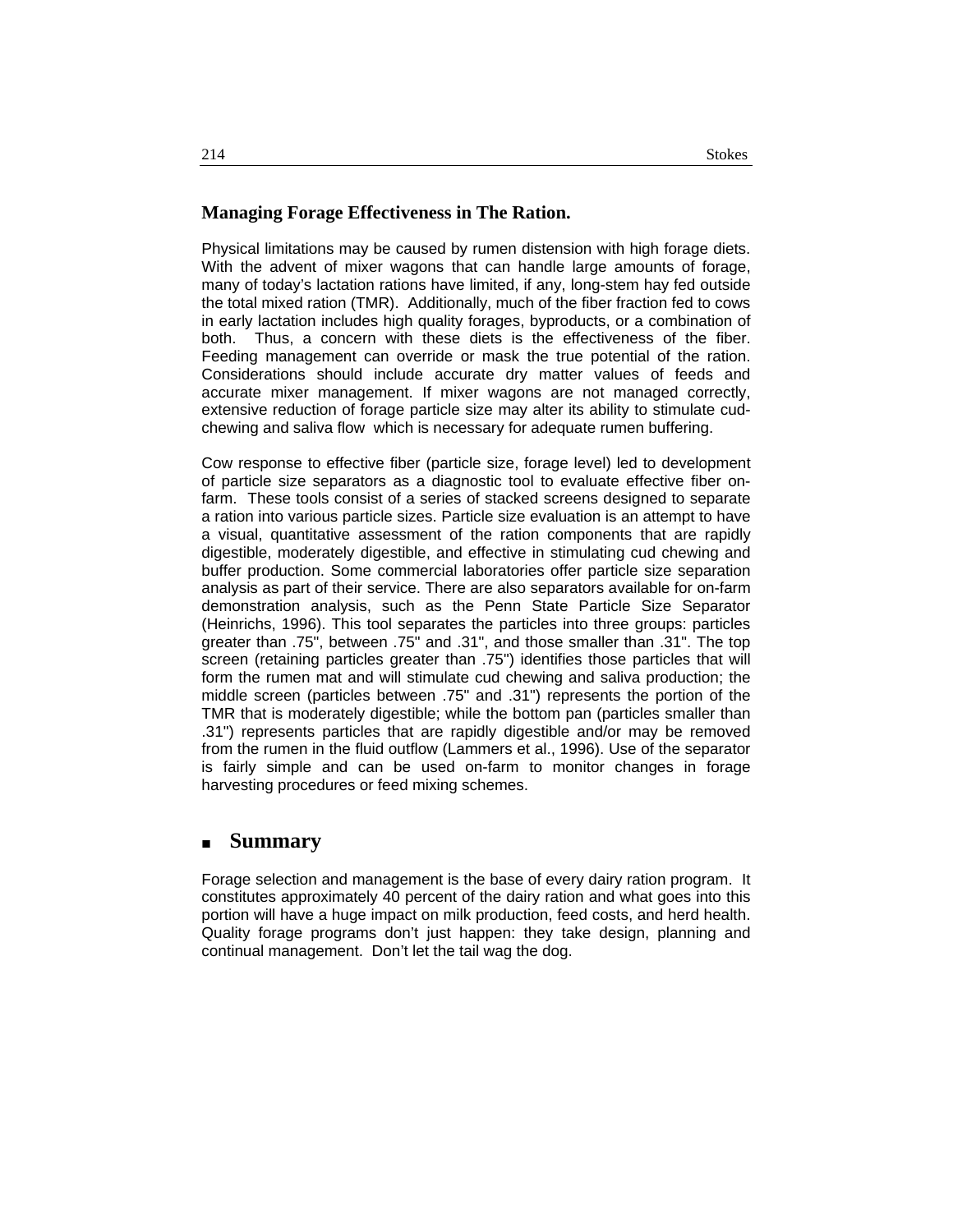### Managing Forage Effectiveness in The Ration.

Physical limitations may be caused by rumen distension with high forage diets. With the advent of mixer wagons that can handle large amounts of forage, many of today's lactation rations have limited, if any, long-stem hay fed outside the total mixed ration (TMR). Additionally, much of the fiber fraction fed to cows in early lactation includes high quality forages, byproducts, or a combination of both. Thus, a concern with these diets is the effectiveness of the fiber. Feeding management can override or mask the true potential of the ration. Considerations should include accurate dry matter values of feeds and accurate mixer management. If mixer wagons are not managed correctly, extensive reduction of forage particle size may alter its ability to stimulate cud-chewing and saliva flow which is necessary for adequate rumen buffering.

Cow response to effective fiber (particle size, forage level) led to development of particle size separators as a diagnostic tool to evaluate effective fiber on-farm. These tools consist of a series of stacked screens designed to separate a ration into various particle sizes. Particle size evaluation is an attempt to have a visual, quantitative assessment of the ration components that are rapidly digestible, moderately digestible, and effective in stimulating cud chewing and buffer production. Some commercial laboratories offer particle size separation analysis as part of their service. There are also separators available for on-farm demonstration analysis, such as the Penn State Particle Size Separator (Heinrichs, 1996). This tool separates the particles into three groups: particles greater than .75", between .75" and .31", and those smaller than .31". The top screen (retaining particles greater than .75") identifies those particles that will form the rumen mat and will stimulate cud chewing and saliva production; the middle screen (particles between .75" and .31") represents the portion of the TMR that is moderately digestible; while the bottom pan (particles smaller than .31") represents particles that are rapidly digestible and/or may be removed from the rumen in the fluid outflow (Lammers et al., 1996). Use of the separator is fairly simple and can be used on-farm to monitor changes in forage harvesting procedures or feed mixing schemes.

## Summary

Forage selection and management is the base of every dairy ration program. It constitutes approximately 40 percent of the dairy ration and what goes into this portion will have a huge impact on milk production, feed costs, and herd health. Quality forage programs don't just happen: they take design, planning and continual management. Don't let the tail wag the dog.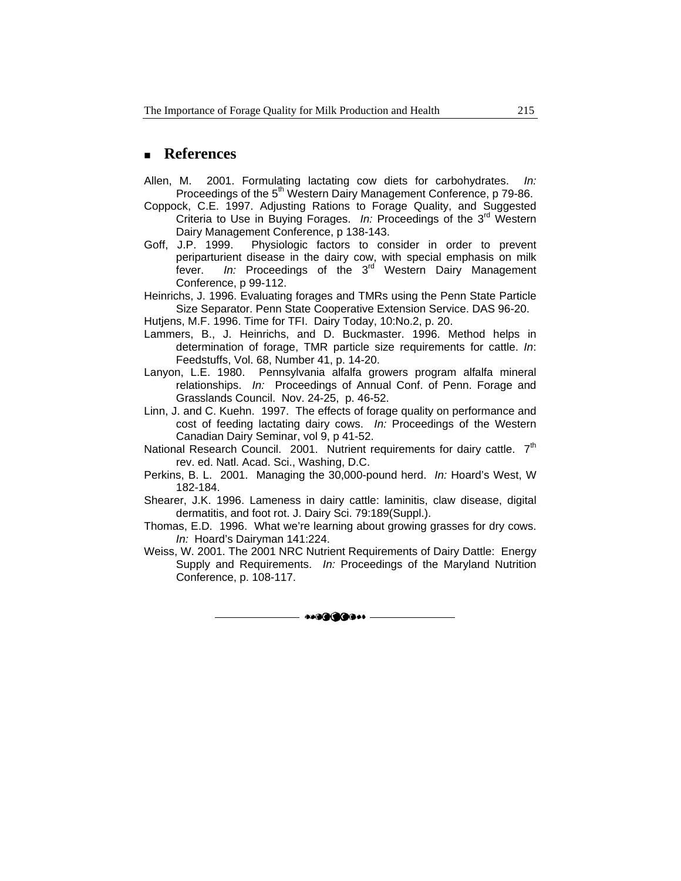## References

Allen, M. 2001. Formulating lactating cow diets for carbohydrates. *In:* Proceedings of the 5th Western Dairy Management Conference, p 79-86.

Coppock, C.E. 1997. Adjusting Rations to Forage Quality, and Suggested Criteria to Use in Buying Forages. *In:* Proceedings of the 3rd Western Dairy Management Conference, p 138-143.

Goff, J.P. 1999. Physiologic factors to consider in order to prevent periparturient disease in the dairy cow, with special emphasis on milk fever. *In:* Proceedings of the 3rd Western Dairy Management Conference, p 99-112.

Heinrichs, J. 1996. Evaluating forages and TMRs using the Penn State Particle Size Separator. Penn State Cooperative Extension Service. DAS 96-20.

Hutjens, M.F. 1996. Time for TFI. Dairy Today, 10:No.2, p. 20.

Lammers, B., J. Heinrichs, and D. Buckmaster. 1996. Method helps in determination of forage, TMR particle size requirements for cattle. *In*: Feedstuffs, Vol. 68, Number 41, p. 14-20.

Lanyon, L.E. 1980. Pennsylvania alfalfa growers program alfalfa mineral relationships. *In:* Proceedings of Annual Conf. of Penn. Forage and Grasslands Council. Nov. 24-25, p. 46-52.

Linn, J. and C. Kuehn. 1997. The effects of forage quality on performance and cost of feeding lactating dairy cows. *In:* Proceedings of the Western Canadian Dairy Seminar, vol 9, p 41-52.

National Research Council. 2001. Nutrient requirements for dairy cattle. 7th rev. ed. Natl. Acad. Sci., Washing, D.C.

Perkins, B. L. 2001. Managing the 30,000-pound herd. *In:* Hoard's West, W 182-184.

Shearer, J.K. 1996. Lameness in dairy cattle: laminitis, claw disease, digital dermatitis, and foot rot. J. Dairy Sci. 79:189(Suppl.).

Thomas, E.D. 1996. What we're learning about growing grasses for dry cows. *In:* Hoard's Dairyman 141:224.

Weiss, W. 2001. The 2001 NRC Nutrient Requirements of Dairy Dattle: Energy Supply and Requirements. *In:* Proceedings of the Maryland Nutrition Conference, p. 108-117.